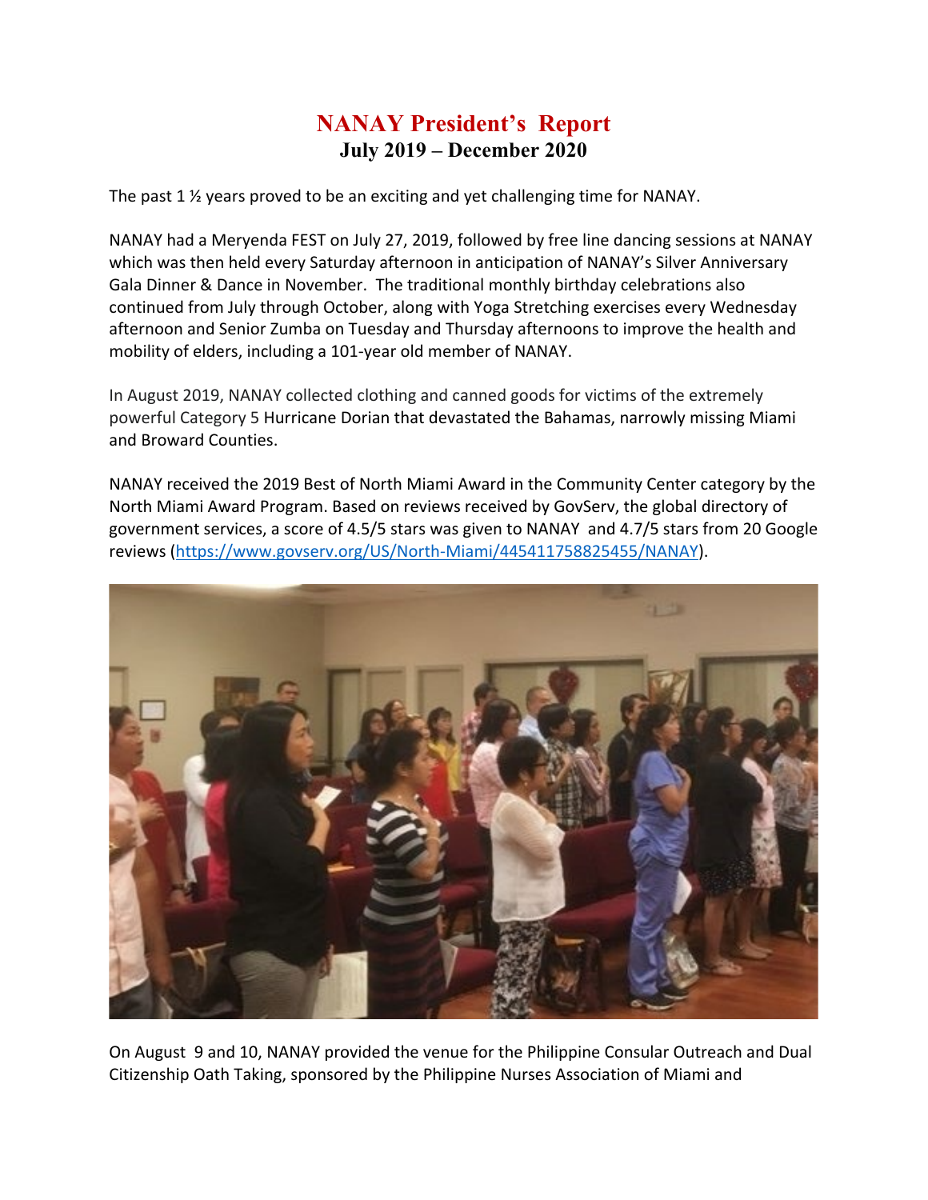# NANAY President's Report
## July 2019 – December 2020

The past 1 ½ years proved to be an exciting and yet challenging time for NANAY.

NANAY had a Meryenda FEST on July 27, 2019, followed by free line dancing sessions at NANAY which was then held every Saturday afternoon in anticipation of NANAY's Silver Anniversary Gala Dinner & Dance in November. The traditional monthly birthday celebrations also continued from July through October, along with Yoga Stretching exercises every Wednesday afternoon and Senior Zumba on Tuesday and Thursday afternoons to improve the health and mobility of elders, including a 101-year old member of NANAY.

In August 2019, NANAY collected clothing and canned goods for victims of the extremely powerful Category 5 Hurricane Dorian that devastated the Bahamas, narrowly missing Miami and Broward Counties.

NANAY received the 2019 Best of North Miami Award in the Community Center category by the North Miami Award Program. Based on reviews received by GovServ, the global directory of government services, a score of 4.5/5 stars was given to NANAY and 4.7/5 stars from 20 Google reviews (https://www.govserv.org/US/North-Miami/445411758825455/NANAY).

On August 9 and 10, NANAY provided the venue for the Philippine Consular Outreach and Dual Citizenship Oath Taking, sponsored by the Philippine Nurses Association of Miami and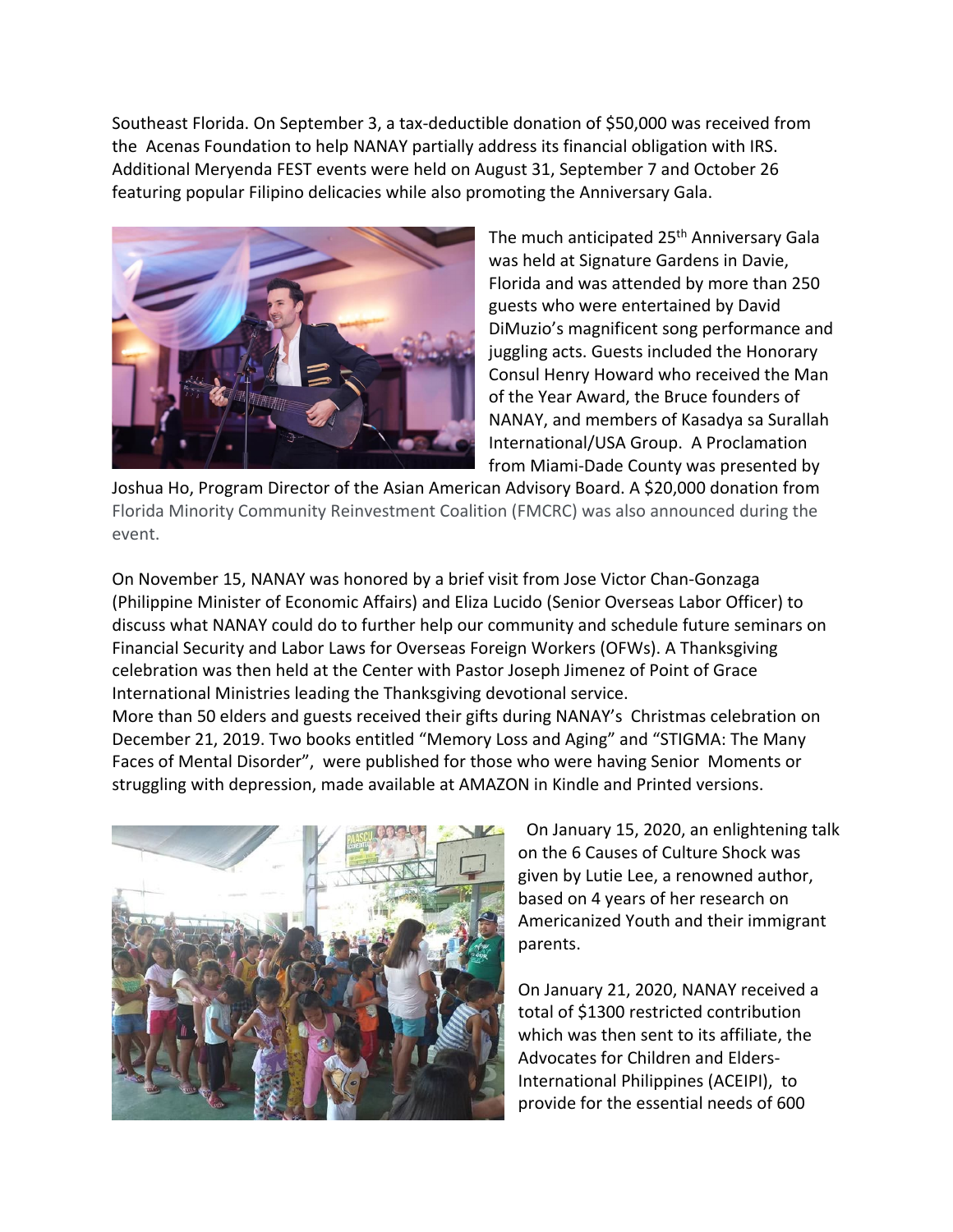Southeast Florida. On September 3, a tax-deductible donation of $50,000 was received from the Acenas Foundation to help NANAY partially address its financial obligation with IRS. Additional Meryenda FEST events were held on August 31, September 7 and October 26 featuring popular Filipino delicacies while also promoting the Anniversary Gala.

The much anticipated 25th Anniversary Gala was held at Signature Gardens in Davie, Florida and was attended by more than 250 guests who were entertained by David DiMuzio's magnificent song performance and juggling acts. Guests included the Honorary Consul Henry Howard who received the Man of the Year Award, the Bruce founders of NANAY, and members of Kasadya sa Surallah International/USA Group. A Proclamation from Miami-Dade County was presented by Joshua Ho, Program Director of the Asian American Advisory Board. A $20,000 donation from Florida Minority Community Reinvestment Coalition (FMCRC) was also announced during the event.

On November 15, NANAY was honored by a brief visit from Jose Victor Chan-Gonzaga (Philippine Minister of Economic Affairs) and Eliza Lucido (Senior Overseas Labor Officer) to discuss what NANAY could do to further help our community and schedule future seminars on Financial Security and Labor Laws for Overseas Foreign Workers (OFWs). A Thanksgiving celebration was then held at the Center with Pastor Joseph Jimenez of Point of Grace International Ministries leading the Thanksgiving devotional service.
More than 50 elders and guests received their gifts during NANAY's Christmas celebration on December 21, 2019. Two books entitled "Memory Loss and Aging" and "STIGMA: The Many Faces of Mental Disorder", were published for those who were having Senior Moments or struggling with depression, made available at AMAZON in Kindle and Printed versions.

On January 15, 2020, an enlightening talk on the 6 Causes of Culture Shock was given by Lutie Lee, a renowned author, based on 4 years of her research on Americanized Youth and their immigrant parents.

On January 21, 2020, NANAY received a total of $1300 restricted contribution which was then sent to its affiliate, the Advocates for Children and Elders-International Philippines (ACEIPI), to provide for the essential needs of 600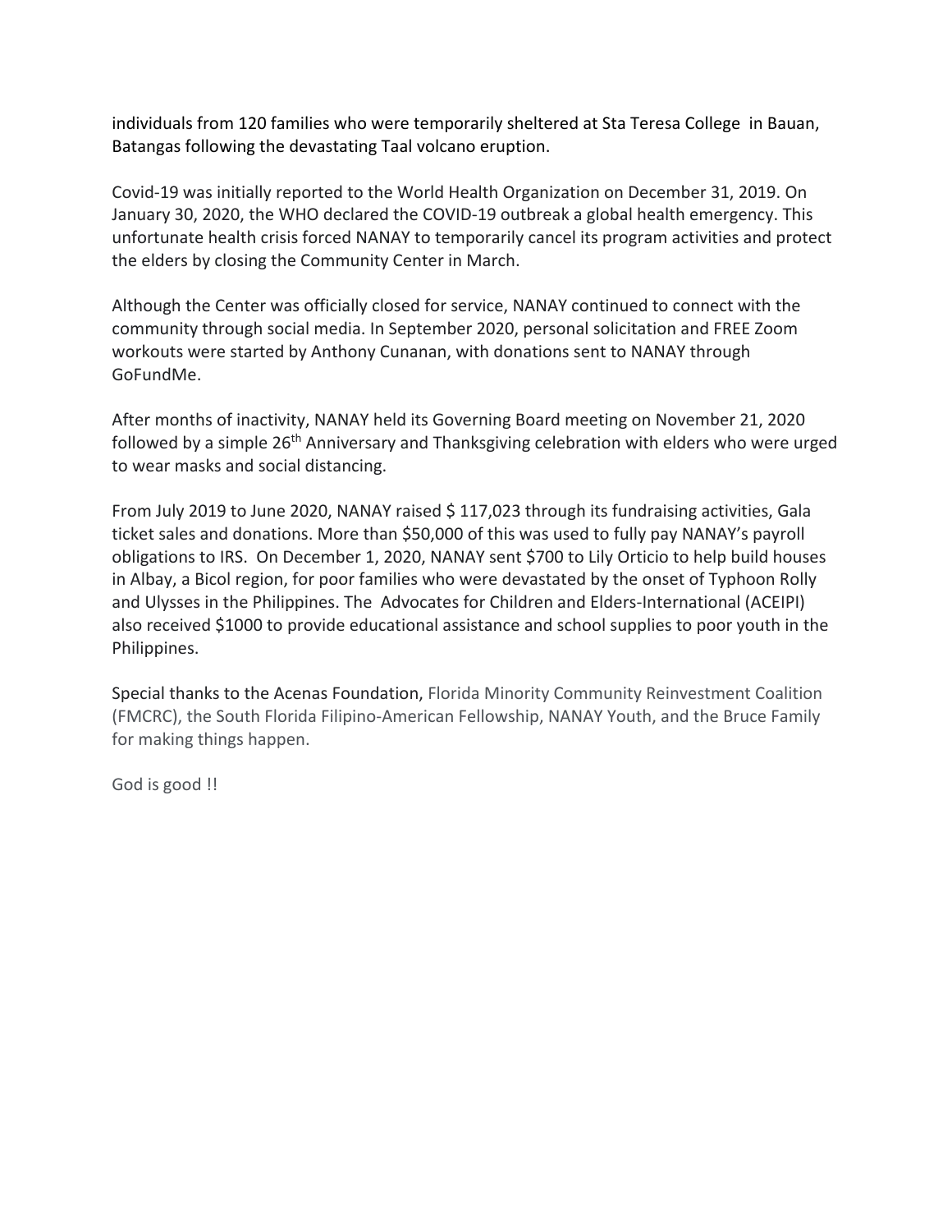individuals from 120 families who were temporarily sheltered at Sta Teresa College in Bauan, Batangas following the devastating Taal volcano eruption.

Covid-19 was initially reported to the World Health Organization on December 31, 2019. On January 30, 2020, the WHO declared the COVID-19 outbreak a global health emergency. This unfortunate health crisis forced NANAY to temporarily cancel its program activities and protect the elders by closing the Community Center in March.

Although the Center was officially closed for service, NANAY continued to connect with the community through social media. In September 2020, personal solicitation and FREE Zoom workouts were started by Anthony Cunanan, with donations sent to NANAY through GoFundMe.

After months of inactivity, NANAY held its Governing Board meeting on November 21, 2020 followed by a simple 26th Anniversary and Thanksgiving celebration with elders who were urged to wear masks and social distancing.

From July 2019 to June 2020, NANAY raised $ 117,023 through its fundraising activities, Gala ticket sales and donations. More than $50,000 of this was used to fully pay NANAY's payroll obligations to IRS. On December 1, 2020, NANAY sent $700 to Lily Orticio to help build houses in Albay, a Bicol region, for poor families who were devastated by the onset of Typhoon Rolly and Ulysses in the Philippines. The Advocates for Children and Elders-International (ACEIPI) also received $1000 to provide educational assistance and school supplies to poor youth in the Philippines.

Special thanks to the Acenas Foundation, Florida Minority Community Reinvestment Coalition (FMCRC), the South Florida Filipino-American Fellowship, NANAY Youth, and the Bruce Family for making things happen.

God is good !!